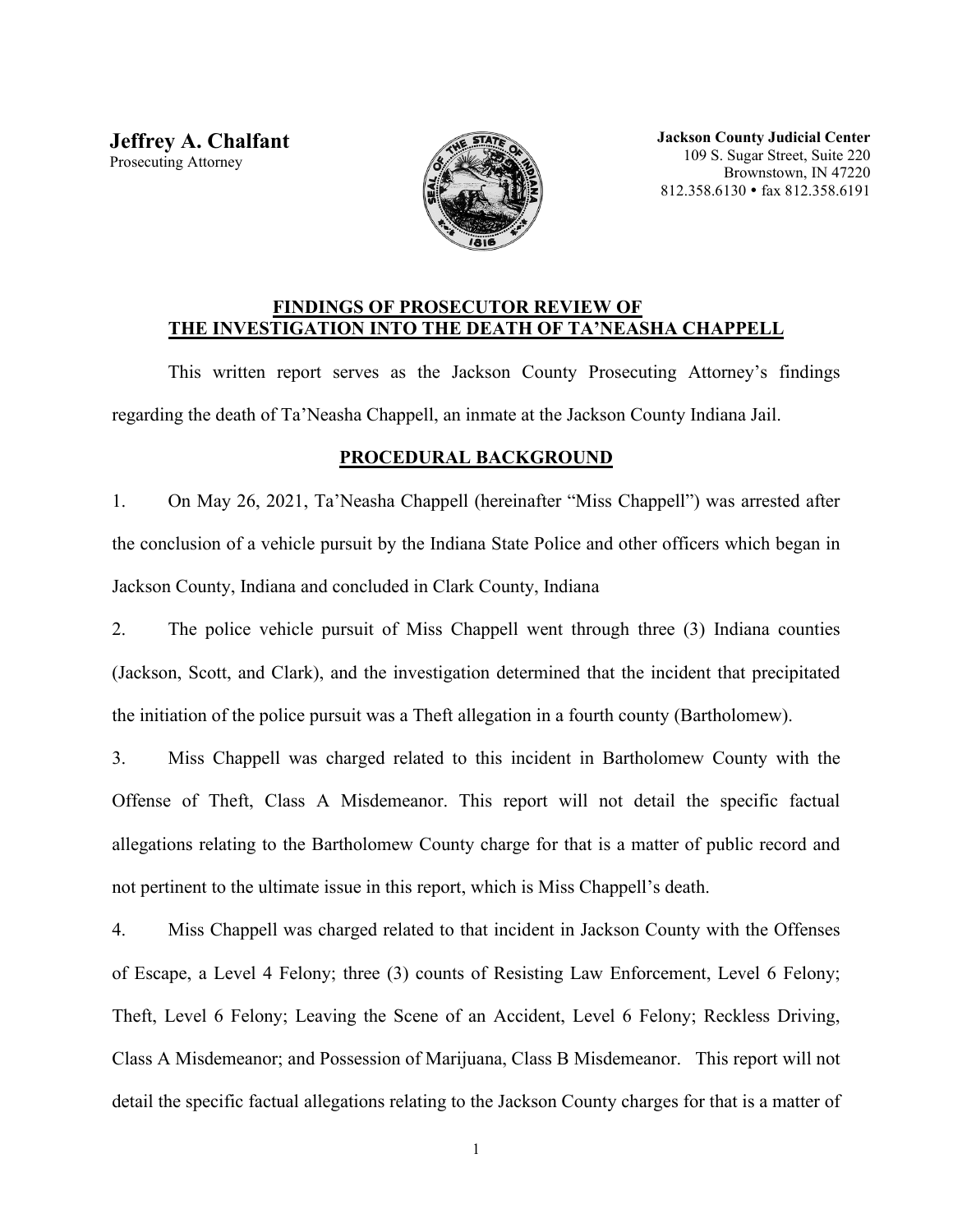**Jeffrey A. Chalfant**
Prosecuting Attorney

**Jackson County Judicial Center**
109 S. Sugar Street, Suite 220
Brownstown, IN 47220
812.358.6130 • fax 812.358.6191

## FINDINGS OF PROSECUTOR REVIEW OF THE INVESTIGATION INTO THE DEATH OF TA'NEASHA CHAPPELL

This written report serves as the Jackson County Prosecuting Attorney's findings regarding the death of Ta'Neasha Chappell, an inmate at the Jackson County Indiana Jail.

## PROCEDURAL BACKGROUND

1. On May 26, 2021, Ta'Neasha Chappell (hereinafter "Miss Chappell") was arrested after the conclusion of a vehicle pursuit by the Indiana State Police and other officers which began in Jackson County, Indiana and concluded in Clark County, Indiana

2. The police vehicle pursuit of Miss Chappell went through three (3) Indiana counties (Jackson, Scott, and Clark), and the investigation determined that the incident that precipitated the initiation of the police pursuit was a Theft allegation in a fourth county (Bartholomew).

3. Miss Chappell was charged related to this incident in Bartholomew County with the Offense of Theft, Class A Misdemeanor. This report will not detail the specific factual allegations relating to the Bartholomew County charge for that is a matter of public record and not pertinent to the ultimate issue in this report, which is Miss Chappell's death.

4. Miss Chappell was charged related to that incident in Jackson County with the Offenses of Escape, a Level 4 Felony; three (3) counts of Resisting Law Enforcement, Level 6 Felony; Theft, Level 6 Felony; Leaving the Scene of an Accident, Level 6 Felony; Reckless Driving, Class A Misdemeanor; and Possession of Marijuana, Class B Misdemeanor. This report will not detail the specific factual allegations relating to the Jackson County charges for that is a matter of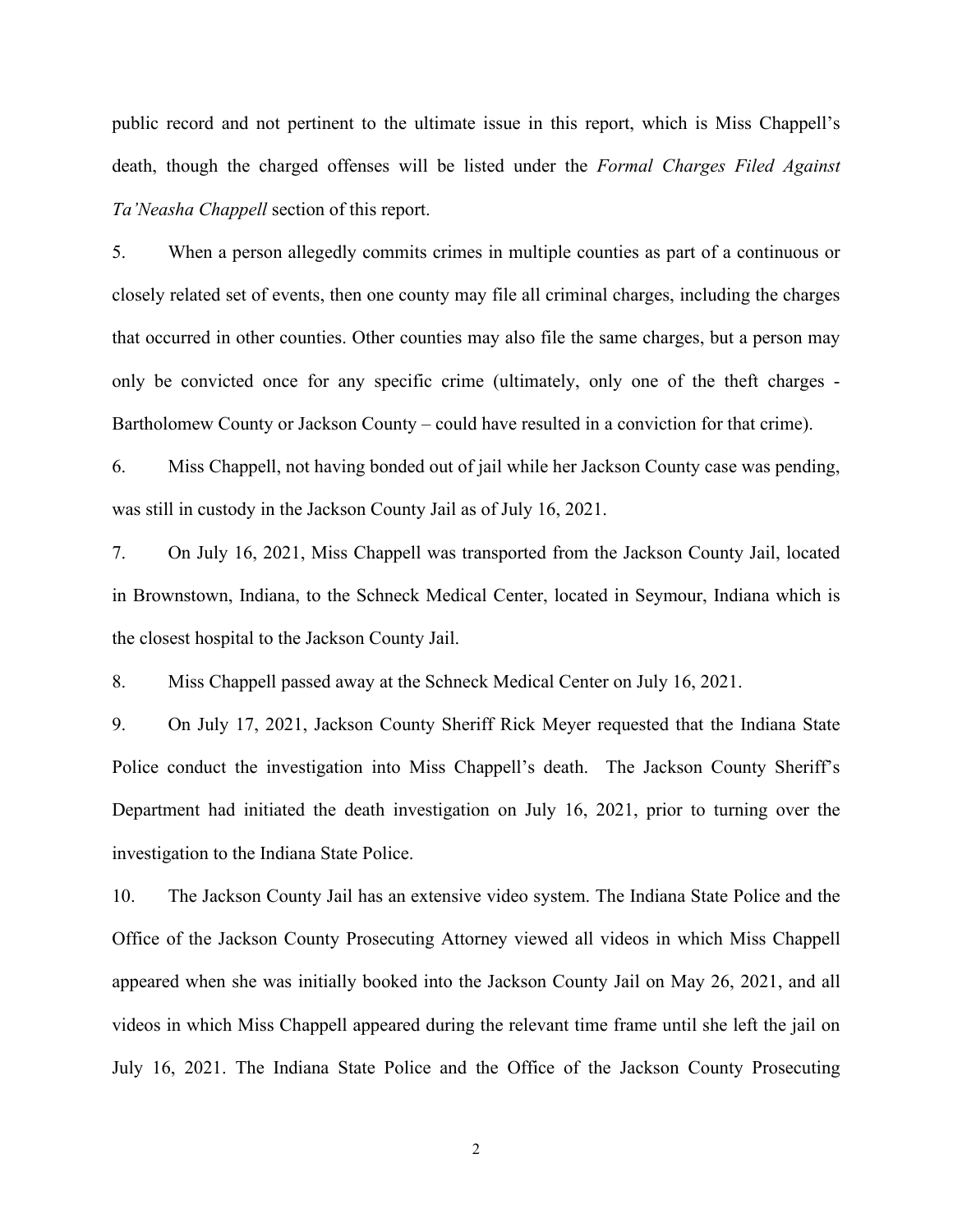public record and not pertinent to the ultimate issue in this report, which is Miss Chappell's death, though the charged offenses will be listed under the *Formal Charges Filed Against Ta'Neasha Chappell* section of this report.

5. When a person allegedly commits crimes in multiple counties as part of a continuous or closely related set of events, then one county may file all criminal charges, including the charges that occurred in other counties. Other counties may also file the same charges, but a person may only be convicted once for any specific crime (ultimately, only one of the theft charges - Bartholomew County or Jackson County – could have resulted in a conviction for that crime).

6. Miss Chappell, not having bonded out of jail while her Jackson County case was pending, was still in custody in the Jackson County Jail as of July 16, 2021.

7. On July 16, 2021, Miss Chappell was transported from the Jackson County Jail, located in Brownstown, Indiana, to the Schneck Medical Center, located in Seymour, Indiana which is the closest hospital to the Jackson County Jail.

8. Miss Chappell passed away at the Schneck Medical Center on July 16, 2021.

9. On July 17, 2021, Jackson County Sheriff Rick Meyer requested that the Indiana State Police conduct the investigation into Miss Chappell's death. The Jackson County Sheriff's Department had initiated the death investigation on July 16, 2021, prior to turning over the investigation to the Indiana State Police.

10. The Jackson County Jail has an extensive video system. The Indiana State Police and the Office of the Jackson County Prosecuting Attorney viewed all videos in which Miss Chappell appeared when she was initially booked into the Jackson County Jail on May 26, 2021, and all videos in which Miss Chappell appeared during the relevant time frame until she left the jail on July 16, 2021. The Indiana State Police and the Office of the Jackson County Prosecuting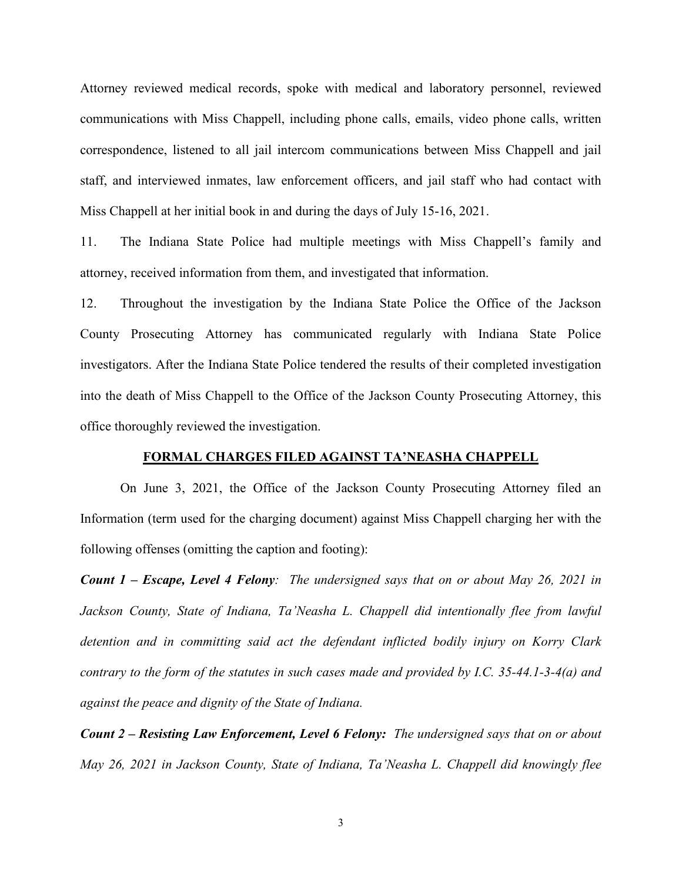Attorney reviewed medical records, spoke with medical and laboratory personnel, reviewed communications with Miss Chappell, including phone calls, emails, video phone calls, written correspondence, listened to all jail intercom communications between Miss Chappell and jail staff, and interviewed inmates, law enforcement officers, and jail staff who had contact with Miss Chappell at her initial book in and during the days of July 15-16, 2021.

11. The Indiana State Police had multiple meetings with Miss Chappell's family and attorney, received information from them, and investigated that information.

12. Throughout the investigation by the Indiana State Police the Office of the Jackson County Prosecuting Attorney has communicated regularly with Indiana State Police investigators. After the Indiana State Police tendered the results of their completed investigation into the death of Miss Chappell to the Office of the Jackson County Prosecuting Attorney, this office thoroughly reviewed the investigation.

## FORMAL CHARGES FILED AGAINST TA'NEASHA CHAPPELL

On June 3, 2021, the Office of the Jackson County Prosecuting Attorney filed an Information (term used for the charging document) against Miss Chappell charging her with the following offenses (omitting the caption and footing):

***Count 1 – Escape, Level 4 Felony****: The undersigned says that on or about May 26, 2021 in Jackson County, State of Indiana, Ta'Neasha L. Chappell did intentionally flee from lawful detention and in committing said act the defendant inflicted bodily injury on Korry Clark contrary to the form of the statutes in such cases made and provided by I.C. 35-44.1-3-4(a) and against the peace and dignity of the State of Indiana.*

***Count 2 – Resisting Law Enforcement, Level 6 Felony:*** *The undersigned says that on or about May 26, 2021 in Jackson County, State of Indiana, Ta'Neasha L. Chappell did knowingly flee*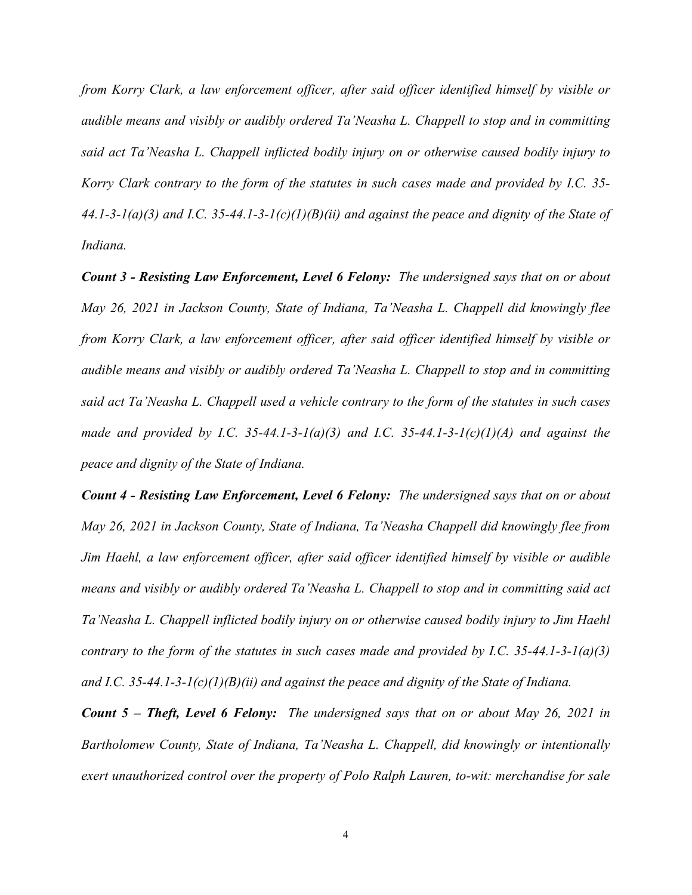*from Korry Clark, a law enforcement officer, after said officer identified himself by visible or audible means and visibly or audibly ordered Ta'Neasha L. Chappell to stop and in committing said act Ta'Neasha L. Chappell inflicted bodily injury on or otherwise caused bodily injury to Korry Clark contrary to the form of the statutes in such cases made and provided by I.C. 35-44.1-3-1(a)(3) and I.C. 35-44.1-3-1(c)(1)(B)(ii) and against the peace and dignity of the State of Indiana.*

***Count 3 - Resisting Law Enforcement, Level 6 Felony:*** *The undersigned says that on or about May 26, 2021 in Jackson County, State of Indiana, Ta'Neasha L. Chappell did knowingly flee from Korry Clark, a law enforcement officer, after said officer identified himself by visible or audible means and visibly or audibly ordered Ta'Neasha L. Chappell to stop and in committing said act Ta'Neasha L. Chappell used a vehicle contrary to the form of the statutes in such cases made and provided by I.C. 35-44.1-3-1(a)(3) and I.C. 35-44.1-3-1(c)(1)(A) and against the peace and dignity of the State of Indiana.*

***Count 4 - Resisting Law Enforcement, Level 6 Felony:*** *The undersigned says that on or about May 26, 2021 in Jackson County, State of Indiana, Ta'Neasha Chappell did knowingly flee from Jim Haehl, a law enforcement officer, after said officer identified himself by visible or audible means and visibly or audibly ordered Ta'Neasha L. Chappell to stop and in committing said act Ta'Neasha L. Chappell inflicted bodily injury on or otherwise caused bodily injury to Jim Haehl contrary to the form of the statutes in such cases made and provided by I.C. 35-44.1-3-1(a)(3) and I.C. 35-44.1-3-1(c)(1)(B)(ii) and against the peace and dignity of the State of Indiana.*

***Count 5 – Theft, Level 6 Felony:*** *The undersigned says that on or about May 26, 2021 in Bartholomew County, State of Indiana, Ta'Neasha L. Chappell, did knowingly or intentionally exert unauthorized control over the property of Polo Ralph Lauren, to-wit: merchandise for sale*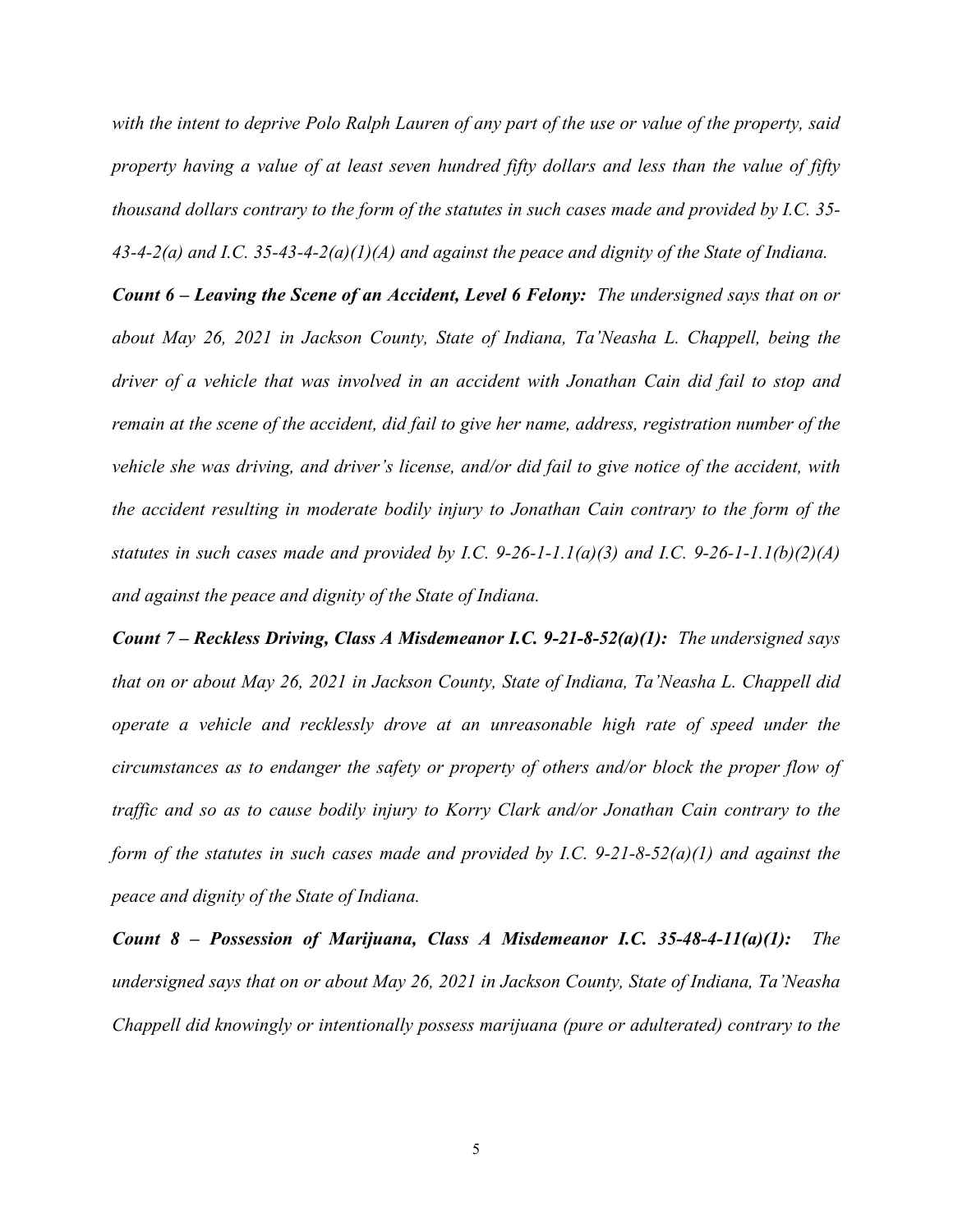*with the intent to deprive Polo Ralph Lauren of any part of the use or value of the property, said property having a value of at least seven hundred fifty dollars and less than the value of fifty thousand dollars contrary to the form of the statutes in such cases made and provided by I.C. 35-43-4-2(a) and I.C. 35-43-4-2(a)(1)(A) and against the peace and dignity of the State of Indiana.*

***Count 6 – Leaving the Scene of an Accident, Level 6 Felony:*** *The undersigned says that on or about May 26, 2021 in Jackson County, State of Indiana, Ta'Neasha L. Chappell, being the driver of a vehicle that was involved in an accident with Jonathan Cain did fail to stop and remain at the scene of the accident, did fail to give her name, address, registration number of the vehicle she was driving, and driver's license, and/or did fail to give notice of the accident, with the accident resulting in moderate bodily injury to Jonathan Cain contrary to the form of the statutes in such cases made and provided by I.C. 9-26-1-1.1(a)(3) and I.C. 9-26-1-1.1(b)(2)(A) and against the peace and dignity of the State of Indiana.*

***Count 7 – Reckless Driving, Class A Misdemeanor I.C. 9-21-8-52(a)(1):*** *The undersigned says that on or about May 26, 2021 in Jackson County, State of Indiana, Ta'Neasha L. Chappell did operate a vehicle and recklessly drove at an unreasonable high rate of speed under the circumstances as to endanger the safety or property of others and/or block the proper flow of traffic and so as to cause bodily injury to Korry Clark and/or Jonathan Cain contrary to the form of the statutes in such cases made and provided by I.C. 9-21-8-52(a)(1) and against the peace and dignity of the State of Indiana.*

***Count 8 – Possession of Marijuana, Class A Misdemeanor I.C. 35-48-4-11(a)(1):*** *The undersigned says that on or about May 26, 2021 in Jackson County, State of Indiana, Ta'Neasha Chappell did knowingly or intentionally possess marijuana (pure or adulterated) contrary to the*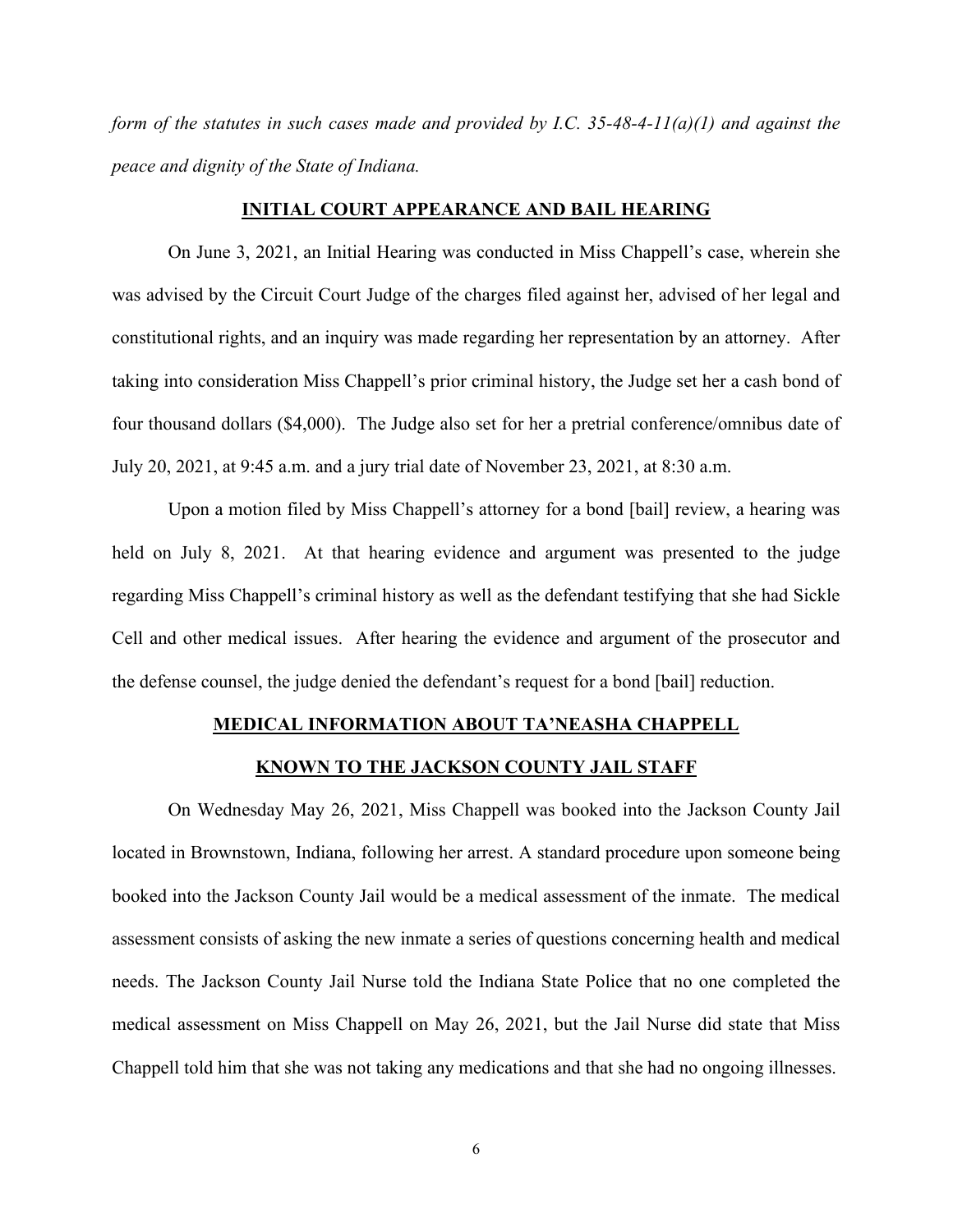*form of the statutes in such cases made and provided by I.C. 35-48-4-11(a)(1) and against the peace and dignity of the State of Indiana.*

## INITIAL COURT APPEARANCE AND BAIL HEARING

On June 3, 2021, an Initial Hearing was conducted in Miss Chappell's case, wherein she was advised by the Circuit Court Judge of the charges filed against her, advised of her legal and constitutional rights, and an inquiry was made regarding her representation by an attorney. After taking into consideration Miss Chappell's prior criminal history, the Judge set her a cash bond of four thousand dollars ($4,000). The Judge also set for her a pretrial conference/omnibus date of July 20, 2021, at 9:45 a.m. and a jury trial date of November 23, 2021, at 8:30 a.m.

Upon a motion filed by Miss Chappell's attorney for a bond [bail] review, a hearing was held on July 8, 2021. At that hearing evidence and argument was presented to the judge regarding Miss Chappell's criminal history as well as the defendant testifying that she had Sickle Cell and other medical issues. After hearing the evidence and argument of the prosecutor and the defense counsel, the judge denied the defendant's request for a bond [bail] reduction.

## MEDICAL INFORMATION ABOUT TA'NEASHA CHAPPELL KNOWN TO THE JACKSON COUNTY JAIL STAFF

On Wednesday May 26, 2021, Miss Chappell was booked into the Jackson County Jail located in Brownstown, Indiana, following her arrest. A standard procedure upon someone being booked into the Jackson County Jail would be a medical assessment of the inmate. The medical assessment consists of asking the new inmate a series of questions concerning health and medical needs. The Jackson County Jail Nurse told the Indiana State Police that no one completed the medical assessment on Miss Chappell on May 26, 2021, but the Jail Nurse did state that Miss Chappell told him that she was not taking any medications and that she had no ongoing illnesses.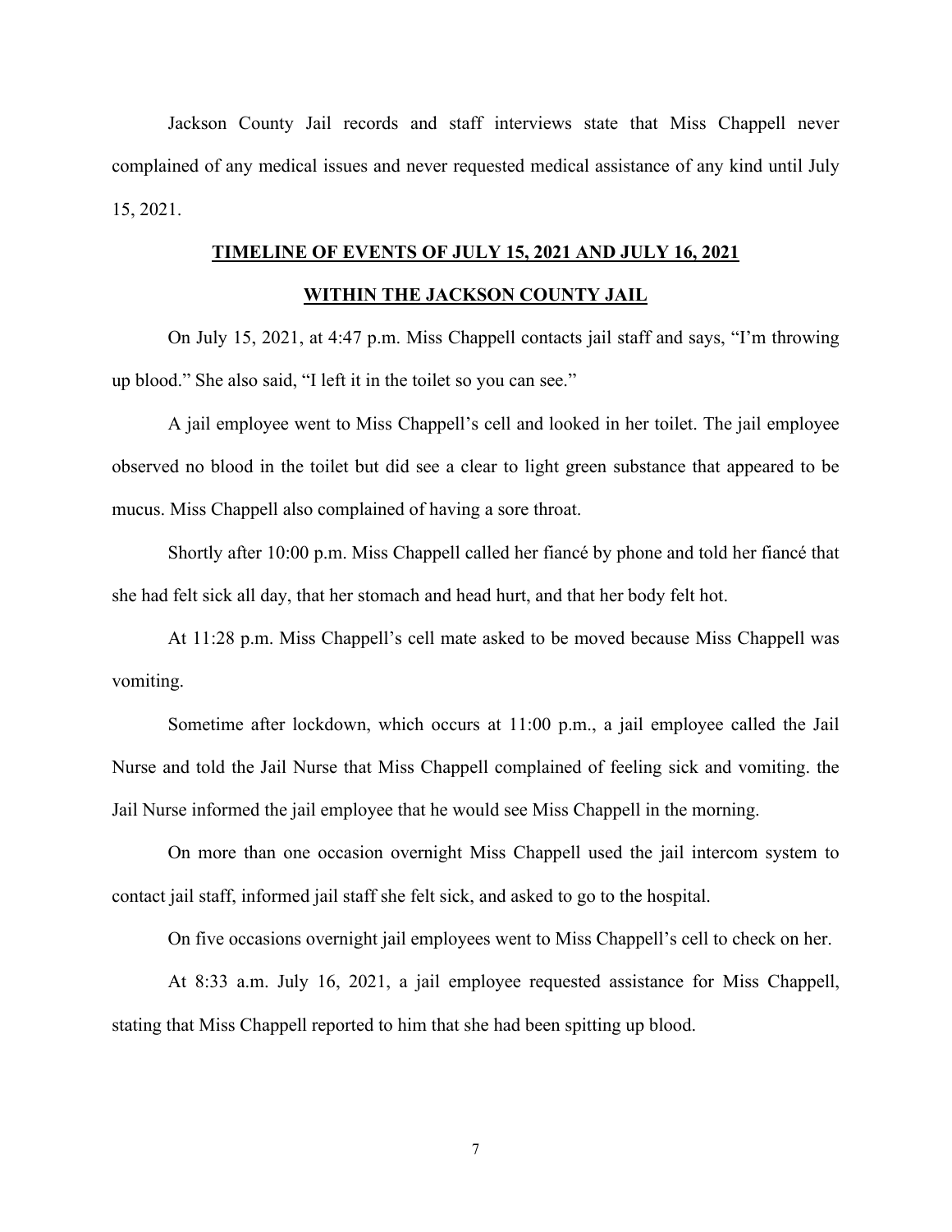Jackson County Jail records and staff interviews state that Miss Chappell never complained of any medical issues and never requested medical assistance of any kind until July 15, 2021.

## TIMELINE OF EVENTS OF JULY 15, 2021 AND JULY 16, 2021 WITHIN THE JACKSON COUNTY JAIL

On July 15, 2021, at 4:47 p.m. Miss Chappell contacts jail staff and says, "I'm throwing up blood." She also said, "I left it in the toilet so you can see."

A jail employee went to Miss Chappell's cell and looked in her toilet. The jail employee observed no blood in the toilet but did see a clear to light green substance that appeared to be mucus. Miss Chappell also complained of having a sore throat.

Shortly after 10:00 p.m. Miss Chappell called her fiancé by phone and told her fiancé that she had felt sick all day, that her stomach and head hurt, and that her body felt hot.

At 11:28 p.m. Miss Chappell's cell mate asked to be moved because Miss Chappell was vomiting.

Sometime after lockdown, which occurs at 11:00 p.m., a jail employee called the Jail Nurse and told the Jail Nurse that Miss Chappell complained of feeling sick and vomiting. the Jail Nurse informed the jail employee that he would see Miss Chappell in the morning.

On more than one occasion overnight Miss Chappell used the jail intercom system to contact jail staff, informed jail staff she felt sick, and asked to go to the hospital.

On five occasions overnight jail employees went to Miss Chappell's cell to check on her.

At 8:33 a.m. July 16, 2021, a jail employee requested assistance for Miss Chappell, stating that Miss Chappell reported to him that she had been spitting up blood.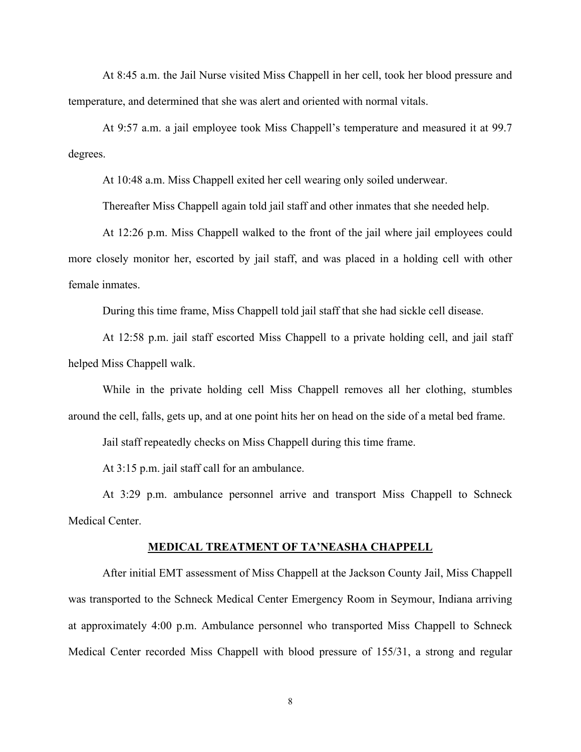At 8:45 a.m. the Jail Nurse visited Miss Chappell in her cell, took her blood pressure and temperature, and determined that she was alert and oriented with normal vitals.

At 9:57 a.m. a jail employee took Miss Chappell's temperature and measured it at 99.7 degrees.

At 10:48 a.m. Miss Chappell exited her cell wearing only soiled underwear.

Thereafter Miss Chappell again told jail staff and other inmates that she needed help.

At 12:26 p.m. Miss Chappell walked to the front of the jail where jail employees could more closely monitor her, escorted by jail staff, and was placed in a holding cell with other female inmates.

During this time frame, Miss Chappell told jail staff that she had sickle cell disease.

At 12:58 p.m. jail staff escorted Miss Chappell to a private holding cell, and jail staff helped Miss Chappell walk.

While in the private holding cell Miss Chappell removes all her clothing, stumbles around the cell, falls, gets up, and at one point hits her on head on the side of a metal bed frame.

Jail staff repeatedly checks on Miss Chappell during this time frame.

At 3:15 p.m. jail staff call for an ambulance.

At 3:29 p.m. ambulance personnel arrive and transport Miss Chappell to Schneck Medical Center.

## MEDICAL TREATMENT OF TA'NEASHA CHAPPELL

After initial EMT assessment of Miss Chappell at the Jackson County Jail, Miss Chappell was transported to the Schneck Medical Center Emergency Room in Seymour, Indiana arriving at approximately 4:00 p.m. Ambulance personnel who transported Miss Chappell to Schneck Medical Center recorded Miss Chappell with blood pressure of 155/31, a strong and regular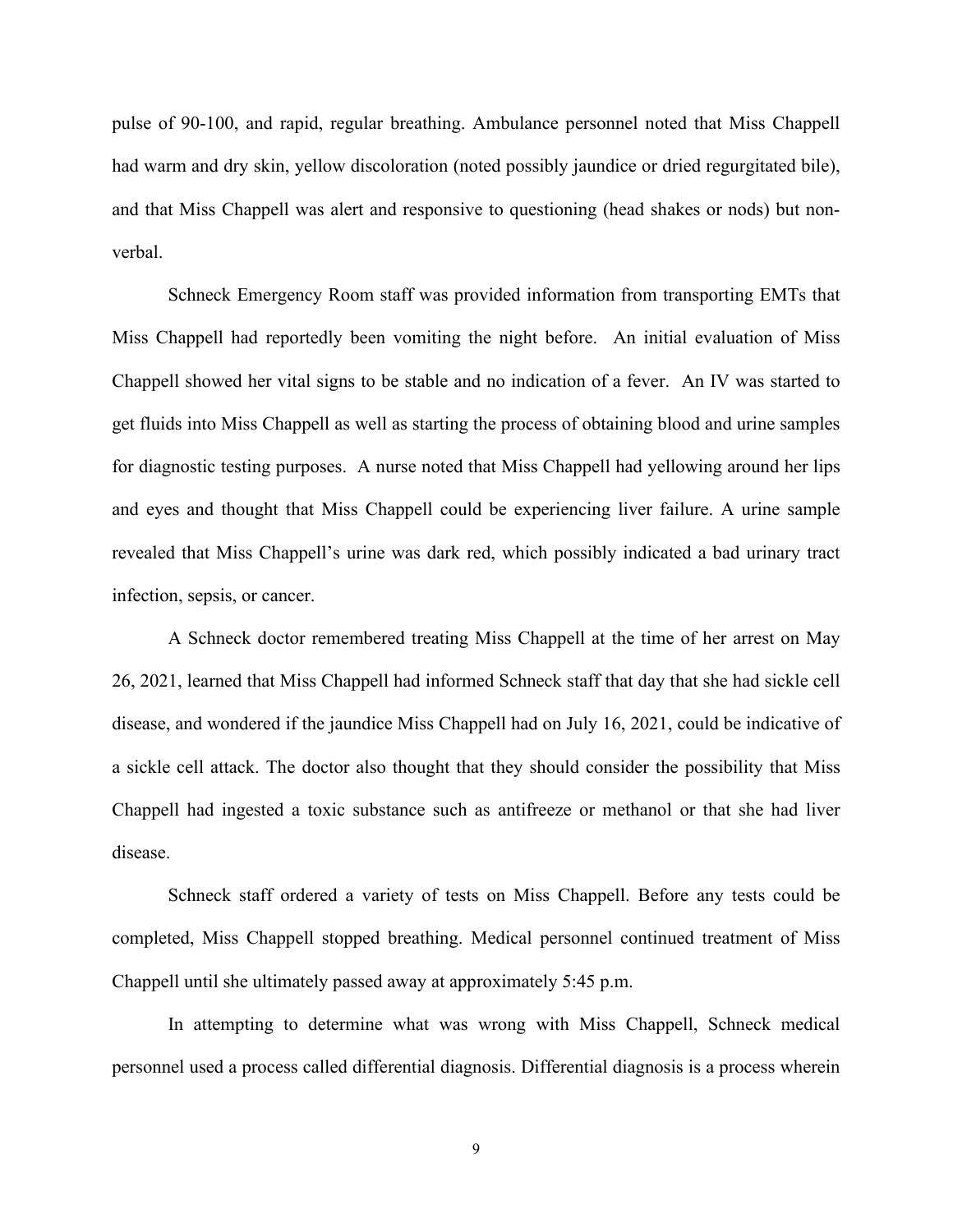pulse of 90-100, and rapid, regular breathing. Ambulance personnel noted that Miss Chappell had warm and dry skin, yellow discoloration (noted possibly jaundice or dried regurgitated bile), and that Miss Chappell was alert and responsive to questioning (head shakes or nods) but non-verbal.

Schneck Emergency Room staff was provided information from transporting EMTs that Miss Chappell had reportedly been vomiting the night before. An initial evaluation of Miss Chappell showed her vital signs to be stable and no indication of a fever. An IV was started to get fluids into Miss Chappell as well as starting the process of obtaining blood and urine samples for diagnostic testing purposes. A nurse noted that Miss Chappell had yellowing around her lips and eyes and thought that Miss Chappell could be experiencing liver failure. A urine sample revealed that Miss Chappell's urine was dark red, which possibly indicated a bad urinary tract infection, sepsis, or cancer.

A Schneck doctor remembered treating Miss Chappell at the time of her arrest on May 26, 2021, learned that Miss Chappell had informed Schneck staff that day that she had sickle cell disease, and wondered if the jaundice Miss Chappell had on July 16, 2021, could be indicative of a sickle cell attack. The doctor also thought that they should consider the possibility that Miss Chappell had ingested a toxic substance such as antifreeze or methanol or that she had liver disease.

Schneck staff ordered a variety of tests on Miss Chappell. Before any tests could be completed, Miss Chappell stopped breathing. Medical personnel continued treatment of Miss Chappell until she ultimately passed away at approximately 5:45 p.m.

In attempting to determine what was wrong with Miss Chappell, Schneck medical personnel used a process called differential diagnosis. Differential diagnosis is a process wherein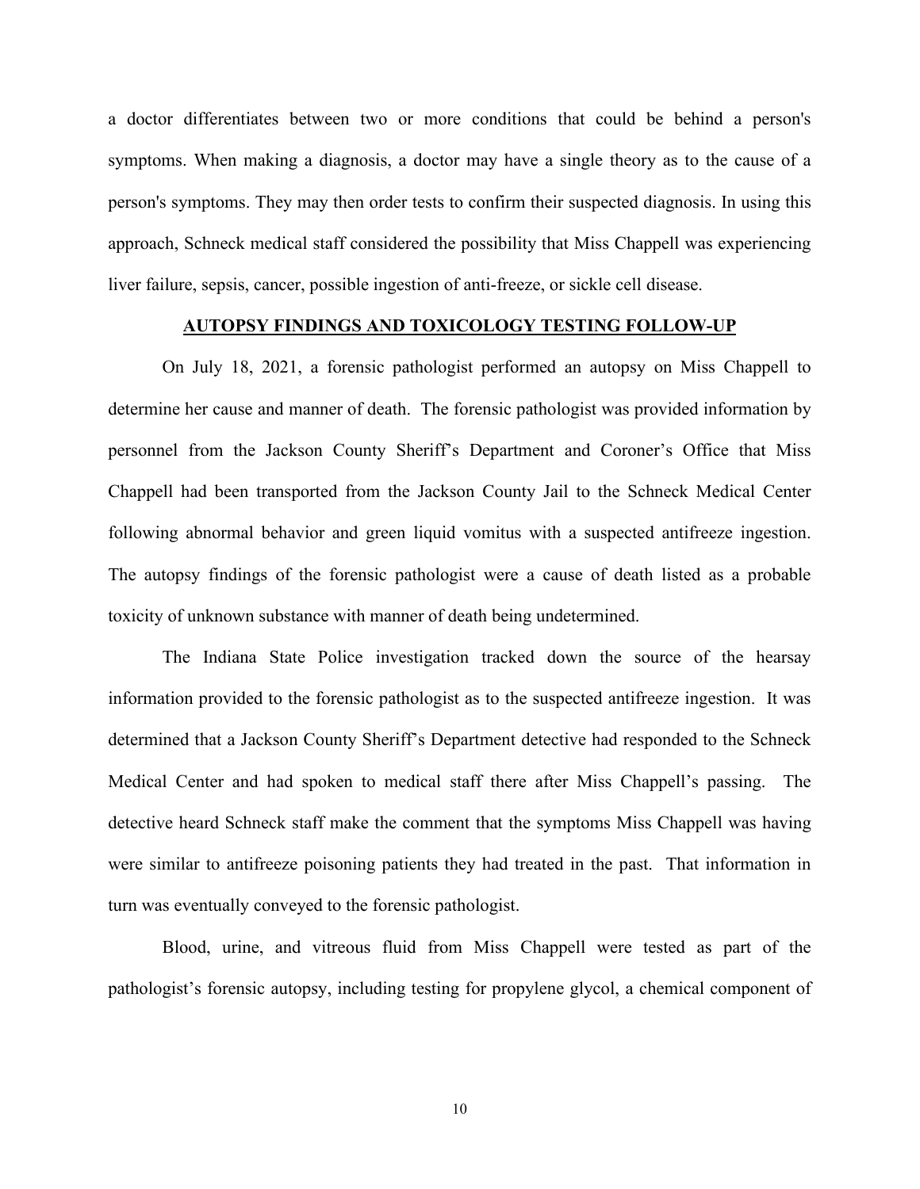a doctor differentiates between two or more conditions that could be behind a person's symptoms. When making a diagnosis, a doctor may have a single theory as to the cause of a person's symptoms. They may then order tests to confirm their suspected diagnosis. In using this approach, Schneck medical staff considered the possibility that Miss Chappell was experiencing liver failure, sepsis, cancer, possible ingestion of anti-freeze, or sickle cell disease.

## AUTOPSY FINDINGS AND TOXICOLOGY TESTING FOLLOW-UP

On July 18, 2021, a forensic pathologist performed an autopsy on Miss Chappell to determine her cause and manner of death. The forensic pathologist was provided information by personnel from the Jackson County Sheriff's Department and Coroner's Office that Miss Chappell had been transported from the Jackson County Jail to the Schneck Medical Center following abnormal behavior and green liquid vomitus with a suspected antifreeze ingestion. The autopsy findings of the forensic pathologist were a cause of death listed as a probable toxicity of unknown substance with manner of death being undetermined.

The Indiana State Police investigation tracked down the source of the hearsay information provided to the forensic pathologist as to the suspected antifreeze ingestion. It was determined that a Jackson County Sheriff's Department detective had responded to the Schneck Medical Center and had spoken to medical staff there after Miss Chappell's passing. The detective heard Schneck staff make the comment that the symptoms Miss Chappell was having were similar to antifreeze poisoning patients they had treated in the past. That information in turn was eventually conveyed to the forensic pathologist.

Blood, urine, and vitreous fluid from Miss Chappell were tested as part of the pathologist's forensic autopsy, including testing for propylene glycol, a chemical component of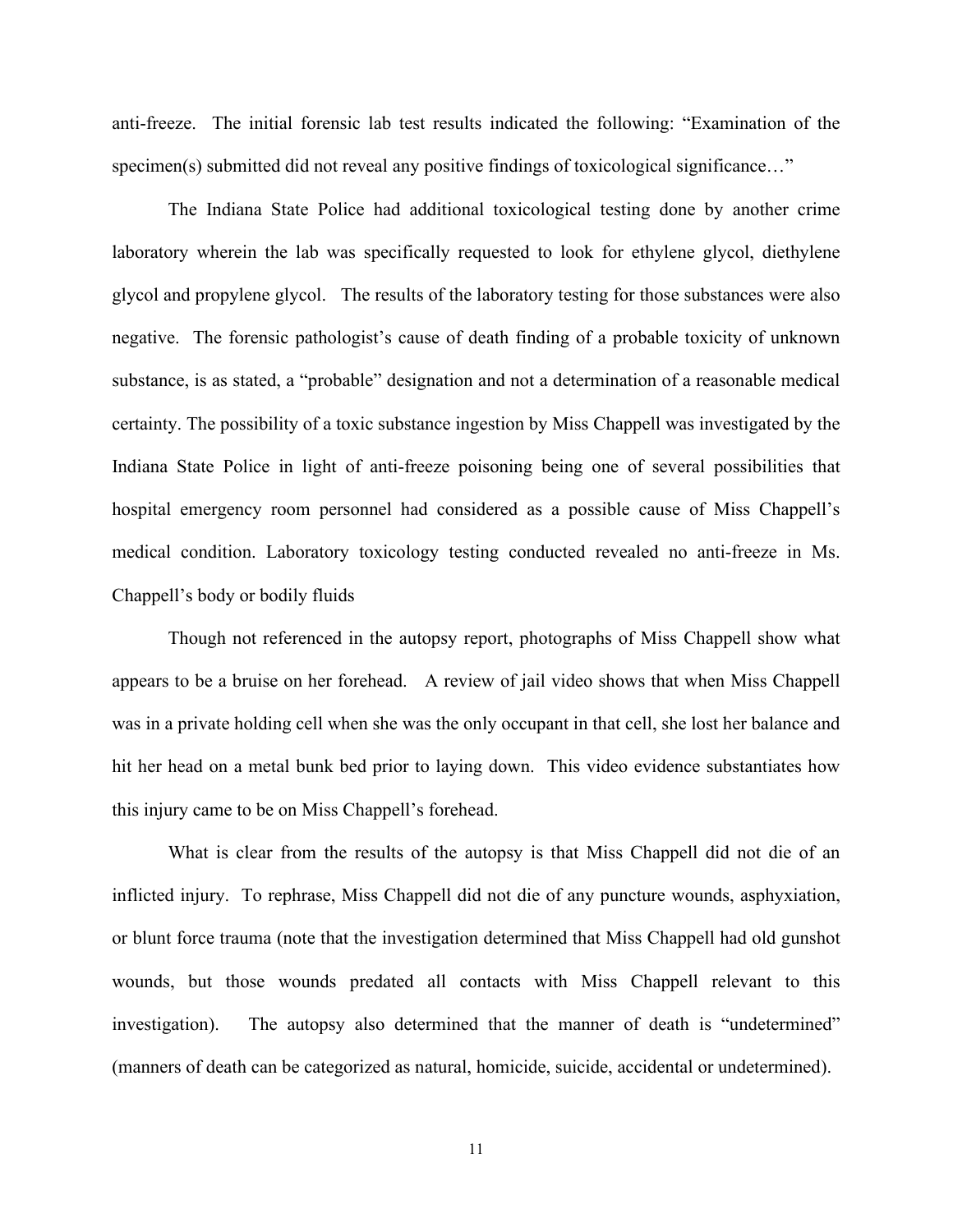anti-freeze. The initial forensic lab test results indicated the following: "Examination of the specimen(s) submitted did not reveal any positive findings of toxicological significance…"

The Indiana State Police had additional toxicological testing done by another crime laboratory wherein the lab was specifically requested to look for ethylene glycol, diethylene glycol and propylene glycol. The results of the laboratory testing for those substances were also negative. The forensic pathologist's cause of death finding of a probable toxicity of unknown substance, is as stated, a "probable" designation and not a determination of a reasonable medical certainty. The possibility of a toxic substance ingestion by Miss Chappell was investigated by the Indiana State Police in light of anti-freeze poisoning being one of several possibilities that hospital emergency room personnel had considered as a possible cause of Miss Chappell's medical condition. Laboratory toxicology testing conducted revealed no anti-freeze in Ms. Chappell's body or bodily fluids

Though not referenced in the autopsy report, photographs of Miss Chappell show what appears to be a bruise on her forehead. A review of jail video shows that when Miss Chappell was in a private holding cell when she was the only occupant in that cell, she lost her balance and hit her head on a metal bunk bed prior to laying down. This video evidence substantiates how this injury came to be on Miss Chappell's forehead.

What is clear from the results of the autopsy is that Miss Chappell did not die of an inflicted injury. To rephrase, Miss Chappell did not die of any puncture wounds, asphyxiation, or blunt force trauma (note that the investigation determined that Miss Chappell had old gunshot wounds, but those wounds predated all contacts with Miss Chappell relevant to this investigation). The autopsy also determined that the manner of death is "undetermined" (manners of death can be categorized as natural, homicide, suicide, accidental or undetermined).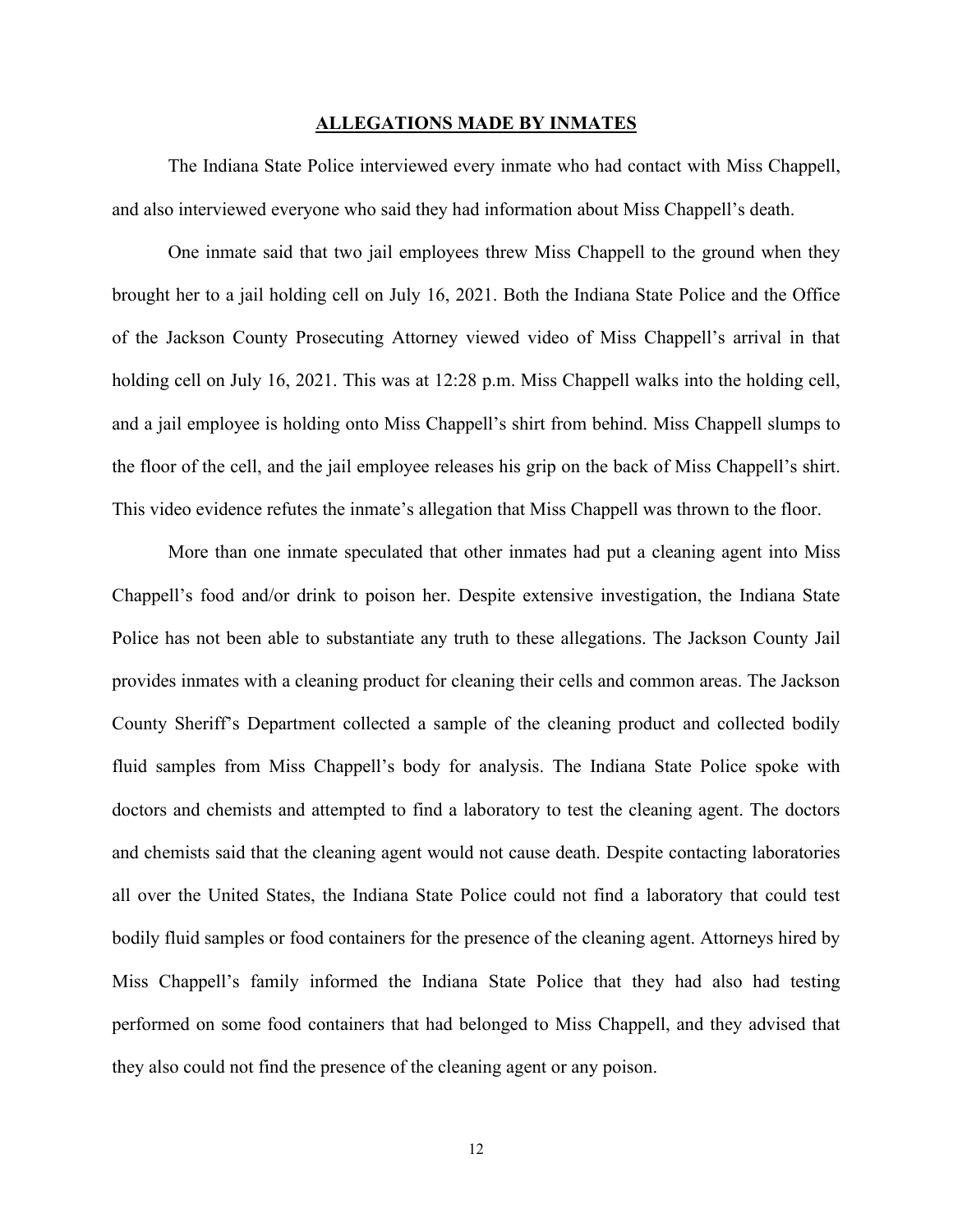## ALLEGATIONS MADE BY INMATES

The Indiana State Police interviewed every inmate who had contact with Miss Chappell, and also interviewed everyone who said they had information about Miss Chappell's death.

One inmate said that two jail employees threw Miss Chappell to the ground when they brought her to a jail holding cell on July 16, 2021. Both the Indiana State Police and the Office of the Jackson County Prosecuting Attorney viewed video of Miss Chappell's arrival in that holding cell on July 16, 2021. This was at 12:28 p.m. Miss Chappell walks into the holding cell, and a jail employee is holding onto Miss Chappell's shirt from behind. Miss Chappell slumps to the floor of the cell, and the jail employee releases his grip on the back of Miss Chappell's shirt. This video evidence refutes the inmate's allegation that Miss Chappell was thrown to the floor.

More than one inmate speculated that other inmates had put a cleaning agent into Miss Chappell's food and/or drink to poison her. Despite extensive investigation, the Indiana State Police has not been able to substantiate any truth to these allegations. The Jackson County Jail provides inmates with a cleaning product for cleaning their cells and common areas. The Jackson County Sheriff's Department collected a sample of the cleaning product and collected bodily fluid samples from Miss Chappell's body for analysis. The Indiana State Police spoke with doctors and chemists and attempted to find a laboratory to test the cleaning agent. The doctors and chemists said that the cleaning agent would not cause death. Despite contacting laboratories all over the United States, the Indiana State Police could not find a laboratory that could test bodily fluid samples or food containers for the presence of the cleaning agent. Attorneys hired by Miss Chappell's family informed the Indiana State Police that they had also had testing performed on some food containers that had belonged to Miss Chappell, and they advised that they also could not find the presence of the cleaning agent or any poison.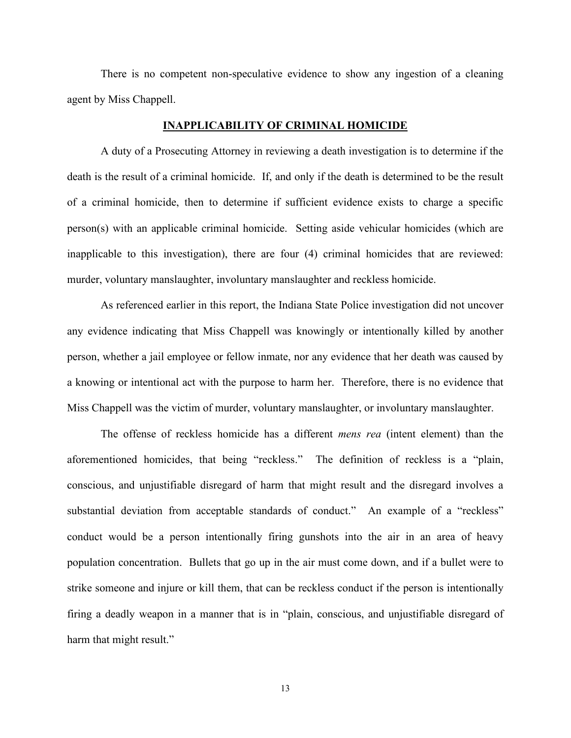There is no competent non-speculative evidence to show any ingestion of a cleaning agent by Miss Chappell.

## INAPPLICABILITY OF CRIMINAL HOMICIDE

A duty of a Prosecuting Attorney in reviewing a death investigation is to determine if the death is the result of a criminal homicide. If, and only if the death is determined to be the result of a criminal homicide, then to determine if sufficient evidence exists to charge a specific person(s) with an applicable criminal homicide. Setting aside vehicular homicides (which are inapplicable to this investigation), there are four (4) criminal homicides that are reviewed: murder, voluntary manslaughter, involuntary manslaughter and reckless homicide.

As referenced earlier in this report, the Indiana State Police investigation did not uncover any evidence indicating that Miss Chappell was knowingly or intentionally killed by another person, whether a jail employee or fellow inmate, nor any evidence that her death was caused by a knowing or intentional act with the purpose to harm her. Therefore, there is no evidence that Miss Chappell was the victim of murder, voluntary manslaughter, or involuntary manslaughter.

The offense of reckless homicide has a different *mens rea* (intent element) than the aforementioned homicides, that being "reckless." The definition of reckless is a "plain, conscious, and unjustifiable disregard of harm that might result and the disregard involves a substantial deviation from acceptable standards of conduct." An example of a "reckless" conduct would be a person intentionally firing gunshots into the air in an area of heavy population concentration. Bullets that go up in the air must come down, and if a bullet were to strike someone and injure or kill them, that can be reckless conduct if the person is intentionally firing a deadly weapon in a manner that is in "plain, conscious, and unjustifiable disregard of harm that might result."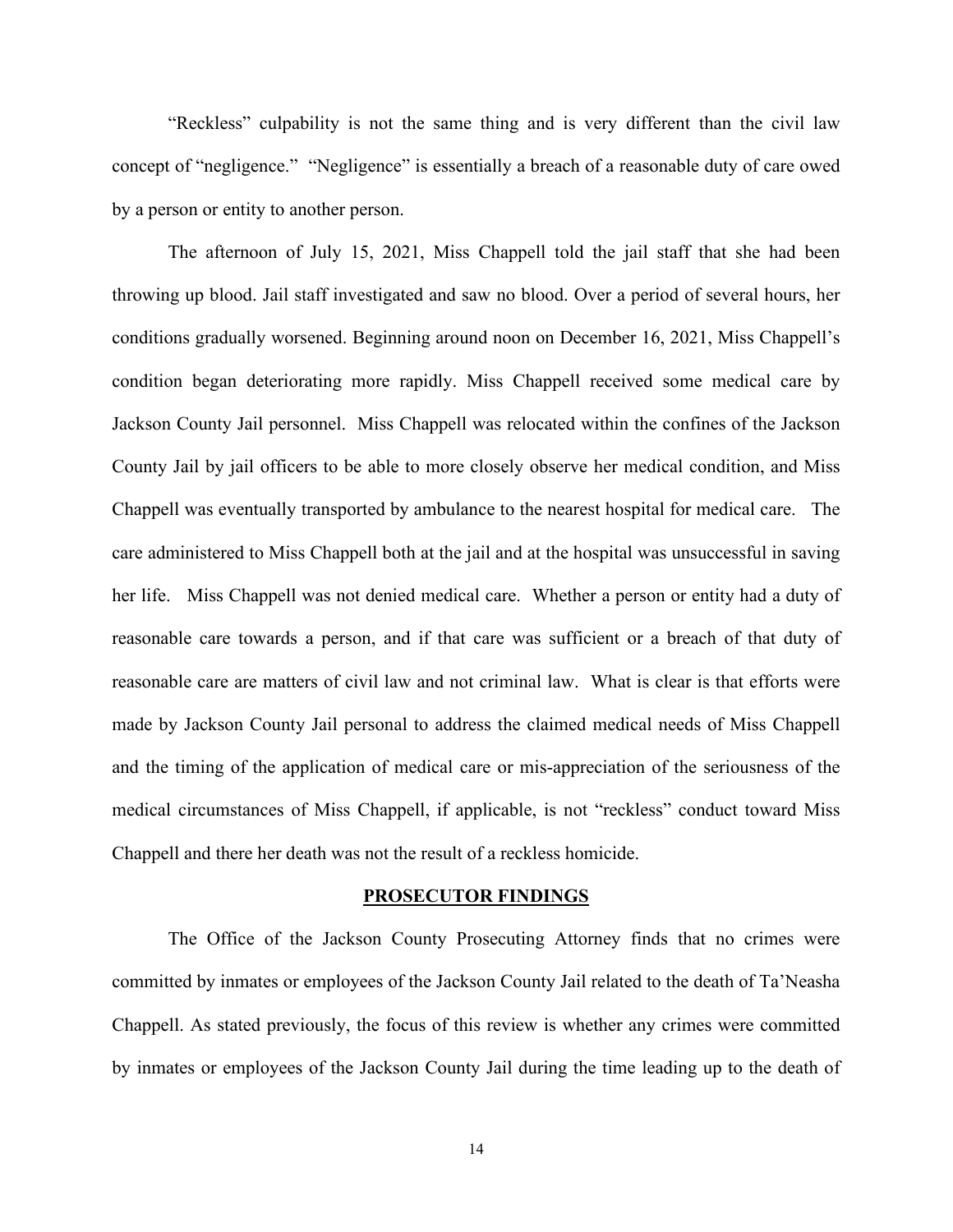"Reckless" culpability is not the same thing and is very different than the civil law concept of "negligence." "Negligence" is essentially a breach of a reasonable duty of care owed by a person or entity to another person.

The afternoon of July 15, 2021, Miss Chappell told the jail staff that she had been throwing up blood. Jail staff investigated and saw no blood. Over a period of several hours, her conditions gradually worsened. Beginning around noon on December 16, 2021, Miss Chappell's condition began deteriorating more rapidly. Miss Chappell received some medical care by Jackson County Jail personnel. Miss Chappell was relocated within the confines of the Jackson County Jail by jail officers to be able to more closely observe her medical condition, and Miss Chappell was eventually transported by ambulance to the nearest hospital for medical care. The care administered to Miss Chappell both at the jail and at the hospital was unsuccessful in saving her life. Miss Chappell was not denied medical care. Whether a person or entity had a duty of reasonable care towards a person, and if that care was sufficient or a breach of that duty of reasonable care are matters of civil law and not criminal law. What is clear is that efforts were made by Jackson County Jail personal to address the claimed medical needs of Miss Chappell and the timing of the application of medical care or mis-appreciation of the seriousness of the medical circumstances of Miss Chappell, if applicable, is not "reckless" conduct toward Miss Chappell and there her death was not the result of a reckless homicide.

## PROSECUTOR FINDINGS

The Office of the Jackson County Prosecuting Attorney finds that no crimes were committed by inmates or employees of the Jackson County Jail related to the death of Ta'Neasha Chappell. As stated previously, the focus of this review is whether any crimes were committed by inmates or employees of the Jackson County Jail during the time leading up to the death of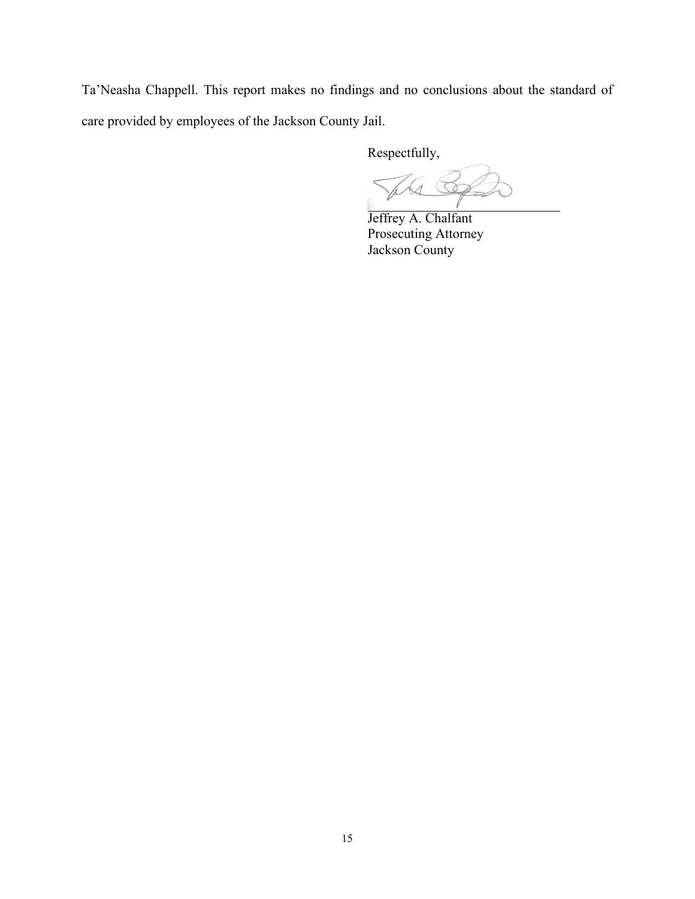Ta'Neasha Chappell. This report makes no findings and no conclusions about the standard of care provided by employees of the Jackson County Jail.

Respectfully,

Jeffrey A. Chalfant  
Prosecuting Attorney  
Jackson County